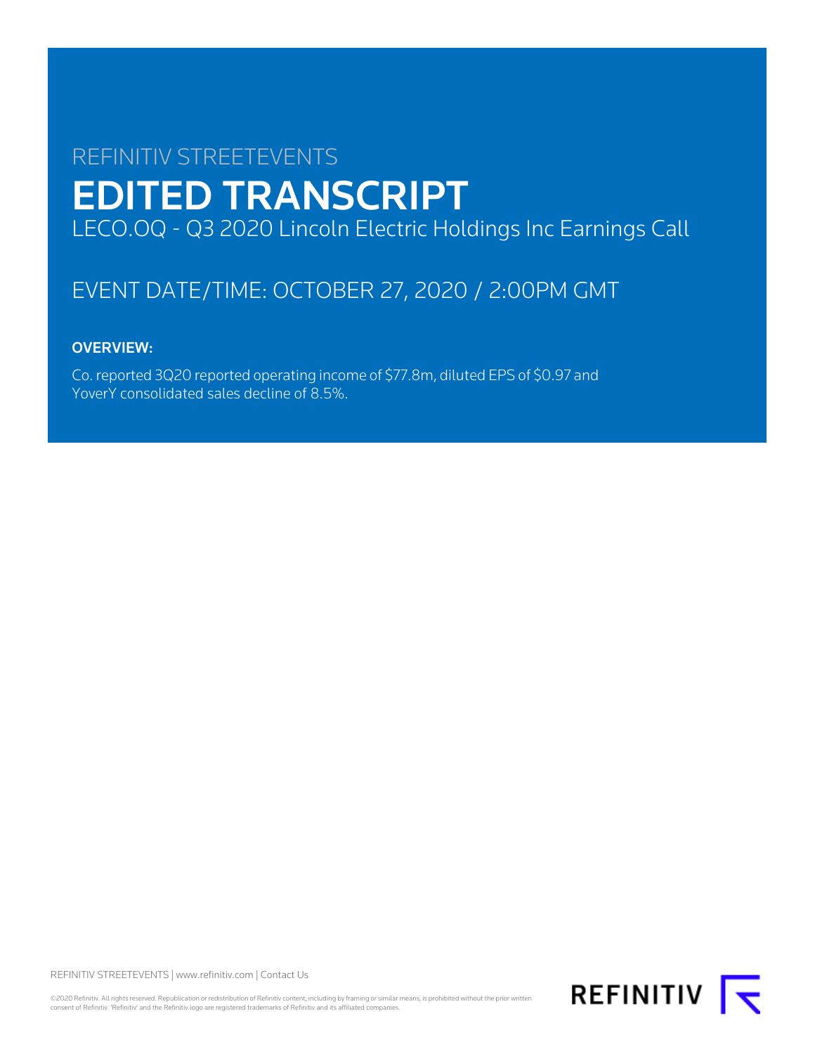REFINITIV STREETEVENTS

# EDITED TRANSCRIPT

LECO.OQ - Q3 2020 Lincoln Electric Holdings Inc Earnings Call

EVENT DATE/TIME: OCTOBER 27, 2020 / 2:00PM GMT

**OVERVIEW:**

Co. reported 3Q20 reported operating income of $77.8m, diluted EPS of $0.97 and YoverY consolidated sales decline of 8.5%.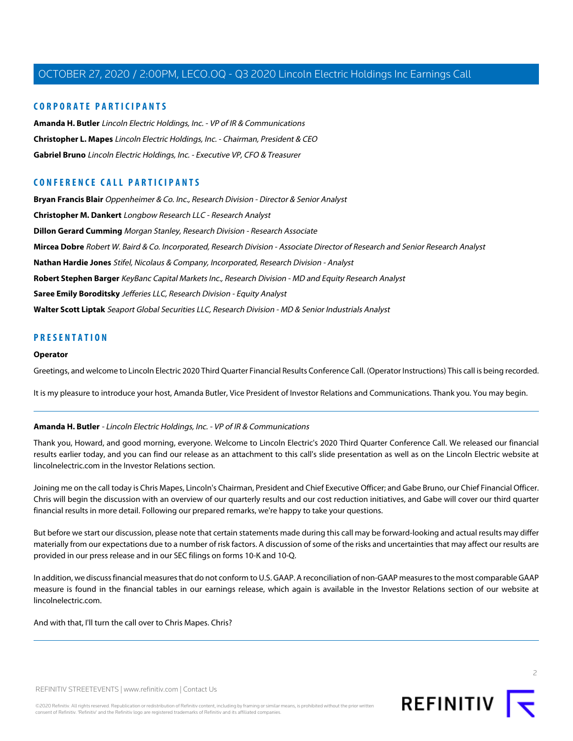## CORPORATE PARTICIPANTS

**Amanda H. Butler** *Lincoln Electric Holdings, Inc. - VP of IR & Communications*

**Christopher L. Mapes** *Lincoln Electric Holdings, Inc. - Chairman, President & CEO*

**Gabriel Bruno** *Lincoln Electric Holdings, Inc. - Executive VP, CFO & Treasurer*

## CONFERENCE CALL PARTICIPANTS

**Bryan Francis Blair** *Oppenheimer & Co. Inc., Research Division - Director & Senior Analyst*

**Christopher M. Dankert** *Longbow Research LLC - Research Analyst*

**Dillon Gerard Cumming** *Morgan Stanley, Research Division - Research Associate*

**Mircea Dobre** *Robert W. Baird & Co. Incorporated, Research Division - Associate Director of Research and Senior Research Analyst*

**Nathan Hardie Jones** *Stifel, Nicolaus & Company, Incorporated, Research Division - Analyst*

**Robert Stephen Barger** *KeyBanc Capital Markets Inc., Research Division - MD and Equity Research Analyst*

**Saree Emily Boroditsky** *Jefferies LLC, Research Division - Equity Analyst*

**Walter Scott Liptak** *Seaport Global Securities LLC, Research Division - MD & Senior Industrials Analyst*

## PRESENTATION

**Operator**

Greetings, and welcome to Lincoln Electric 2020 Third Quarter Financial Results Conference Call. (Operator Instructions) This call is being recorded.

It is my pleasure to introduce your host, Amanda Butler, Vice President of Investor Relations and Communications. Thank you. You may begin.

---

**Amanda H. Butler** - *Lincoln Electric Holdings, Inc. - VP of IR & Communications*

Thank you, Howard, and good morning, everyone. Welcome to Lincoln Electric's 2020 Third Quarter Conference Call. We released our financial results earlier today, and you can find our release as an attachment to this call's slide presentation as well as on the Lincoln Electric website at lincolnelectric.com in the Investor Relations section.

Joining me on the call today is Chris Mapes, Lincoln's Chairman, President and Chief Executive Officer; and Gabe Bruno, our Chief Financial Officer. Chris will begin the discussion with an overview of our quarterly results and our cost reduction initiatives, and Gabe will cover our third quarter financial results in more detail. Following our prepared remarks, we're happy to take your questions.

But before we start our discussion, please note that certain statements made during this call may be forward-looking and actual results may differ materially from our expectations due to a number of risk factors. A discussion of some of the risks and uncertainties that may affect our results are provided in our press release and in our SEC filings on forms 10-K and 10-Q.

In addition, we discuss financial measures that do not conform to U.S. GAAP. A reconciliation of non-GAAP measures to the most comparable GAAP measure is found in the financial tables in our earnings release, which again is available in the Investor Relations section of our website at lincolnelectric.com.

And with that, I'll turn the call over to Chris Mapes. Chris?

---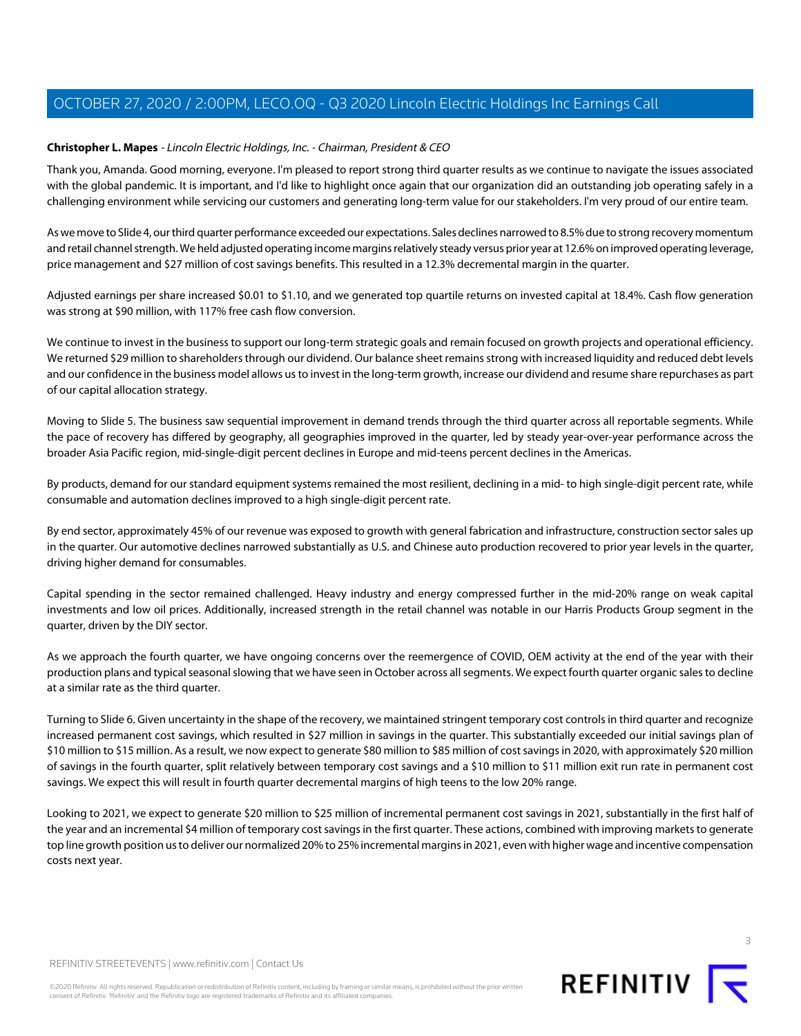**Christopher L. Mapes** - *Lincoln Electric Holdings, Inc. - Chairman, President & CEO*

Thank you, Amanda. Good morning, everyone. I'm pleased to report strong third quarter results as we continue to navigate the issues associated with the global pandemic. It is important, and I'd like to highlight once again that our organization did an outstanding job operating safely in a challenging environment while servicing our customers and generating long-term value for our stakeholders. I'm very proud of our entire team.

As we move to Slide 4, our third quarter performance exceeded our expectations. Sales declines narrowed to 8.5% due to strong recovery momentum and retail channel strength. We held adjusted operating income margins relatively steady versus prior year at 12.6% on improved operating leverage, price management and $27 million of cost savings benefits. This resulted in a 12.3% decremental margin in the quarter.

Adjusted earnings per share increased $0.01 to $1.10, and we generated top quartile returns on invested capital at 18.4%. Cash flow generation was strong at $90 million, with 117% free cash flow conversion.

We continue to invest in the business to support our long-term strategic goals and remain focused on growth projects and operational efficiency. We returned $29 million to shareholders through our dividend. Our balance sheet remains strong with increased liquidity and reduced debt levels and our confidence in the business model allows us to invest in the long-term growth, increase our dividend and resume share repurchases as part of our capital allocation strategy.

Moving to Slide 5. The business saw sequential improvement in demand trends through the third quarter across all reportable segments. While the pace of recovery has differed by geography, all geographies improved in the quarter, led by steady year-over-year performance across the broader Asia Pacific region, mid-single-digit percent declines in Europe and mid-teens percent declines in the Americas.

By products, demand for our standard equipment systems remained the most resilient, declining in a mid- to high single-digit percent rate, while consumable and automation declines improved to a high single-digit percent rate.

By end sector, approximately 45% of our revenue was exposed to growth with general fabrication and infrastructure, construction sector sales up in the quarter. Our automotive declines narrowed substantially as U.S. and Chinese auto production recovered to prior year levels in the quarter, driving higher demand for consumables.

Capital spending in the sector remained challenged. Heavy industry and energy compressed further in the mid-20% range on weak capital investments and low oil prices. Additionally, increased strength in the retail channel was notable in our Harris Products Group segment in the quarter, driven by the DIY sector.

As we approach the fourth quarter, we have ongoing concerns over the reemergence of COVID, OEM activity at the end of the year with their production plans and typical seasonal slowing that we have seen in October across all segments. We expect fourth quarter organic sales to decline at a similar rate as the third quarter.

Turning to Slide 6. Given uncertainty in the shape of the recovery, we maintained stringent temporary cost controls in third quarter and recognize increased permanent cost savings, which resulted in $27 million in savings in the quarter. This substantially exceeded our initial savings plan of $10 million to $15 million. As a result, we now expect to generate $80 million to $85 million of cost savings in 2020, with approximately $20 million of savings in the fourth quarter, split relatively between temporary cost savings and a $10 million to $11 million exit run rate in permanent cost savings. We expect this will result in fourth quarter decremental margins of high teens to the low 20% range.

Looking to 2021, we expect to generate $20 million to $25 million of incremental permanent cost savings in 2021, substantially in the first half of the year and an incremental $4 million of temporary cost savings in the first quarter. These actions, combined with improving markets to generate top line growth position us to deliver our normalized 20% to 25% incremental margins in 2021, even with higher wage and incentive compensation costs next year.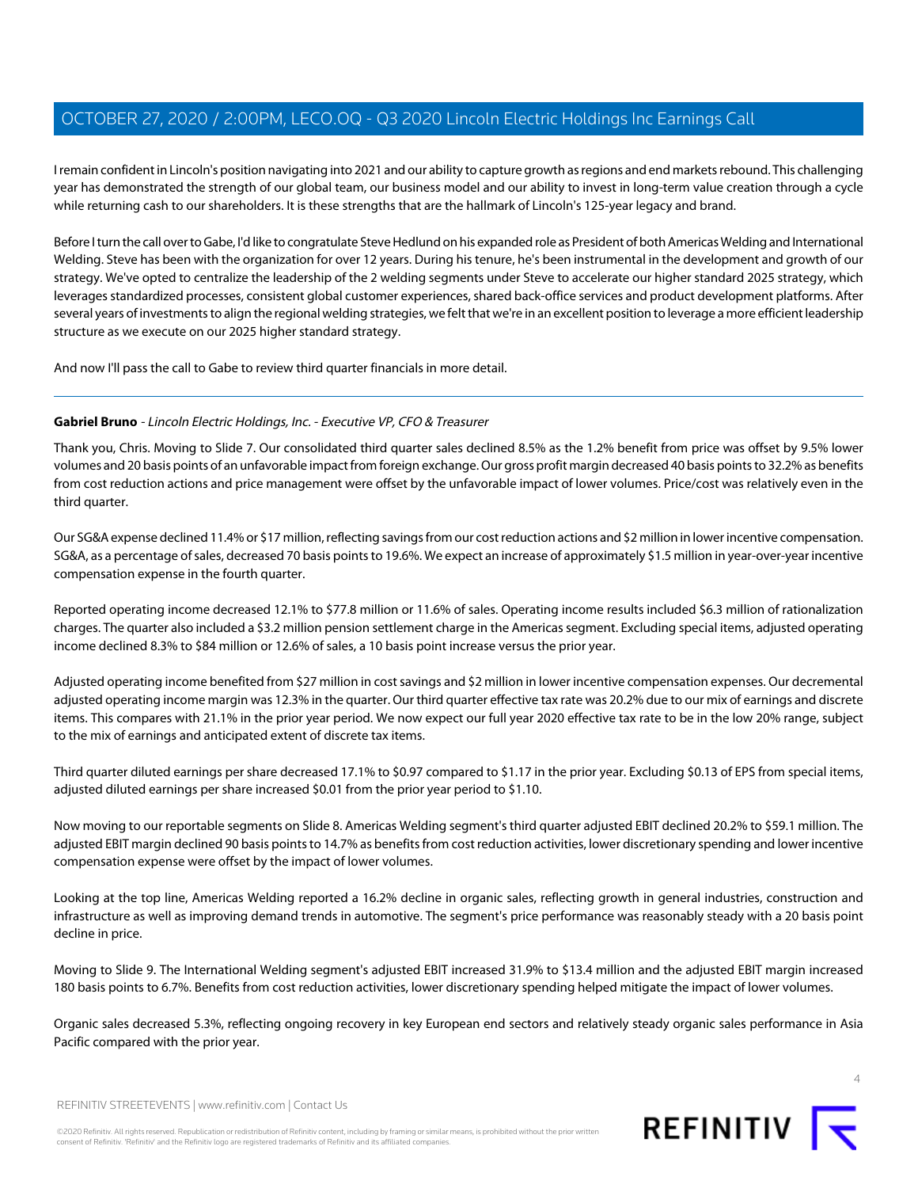I remain confident in Lincoln's position navigating into 2021 and our ability to capture growth as regions and end markets rebound. This challenging year has demonstrated the strength of our global team, our business model and our ability to invest in long-term value creation through a cycle while returning cash to our shareholders. It is these strengths that are the hallmark of Lincoln's 125-year legacy and brand.

Before I turn the call over to Gabe, I'd like to congratulate Steve Hedlund on his expanded role as President of both Americas Welding and International Welding. Steve has been with the organization for over 12 years. During his tenure, he's been instrumental in the development and growth of our strategy. We've opted to centralize the leadership of the 2 welding segments under Steve to accelerate our higher standard 2025 strategy, which leverages standardized processes, consistent global customer experiences, shared back-office services and product development platforms. After several years of investments to align the regional welding strategies, we felt that we're in an excellent position to leverage a more efficient leadership structure as we execute on our 2025 higher standard strategy.

And now I'll pass the call to Gabe to review third quarter financials in more detail.

---

**Gabriel Bruno** - *Lincoln Electric Holdings, Inc. - Executive VP, CFO & Treasurer*

Thank you, Chris. Moving to Slide 7. Our consolidated third quarter sales declined 8.5% as the 1.2% benefit from price was offset by 9.5% lower volumes and 20 basis points of an unfavorable impact from foreign exchange. Our gross profit margin decreased 40 basis points to 32.2% as benefits from cost reduction actions and price management were offset by the unfavorable impact of lower volumes. Price/cost was relatively even in the third quarter.

Our SG&A expense declined 11.4% or $17 million, reflecting savings from our cost reduction actions and $2 million in lower incentive compensation. SG&A, as a percentage of sales, decreased 70 basis points to 19.6%. We expect an increase of approximately $1.5 million in year-over-year incentive compensation expense in the fourth quarter.

Reported operating income decreased 12.1% to $77.8 million or 11.6% of sales. Operating income results included $6.3 million of rationalization charges. The quarter also included a $3.2 million pension settlement charge in the Americas segment. Excluding special items, adjusted operating income declined 8.3% to $84 million or 12.6% of sales, a 10 basis point increase versus the prior year.

Adjusted operating income benefited from $27 million in cost savings and $2 million in lower incentive compensation expenses. Our decremental adjusted operating income margin was 12.3% in the quarter. Our third quarter effective tax rate was 20.2% due to our mix of earnings and discrete items. This compares with 21.1% in the prior year period. We now expect our full year 2020 effective tax rate to be in the low 20% range, subject to the mix of earnings and anticipated extent of discrete tax items.

Third quarter diluted earnings per share decreased 17.1% to $0.97 compared to $1.17 in the prior year. Excluding $0.13 of EPS from special items, adjusted diluted earnings per share increased $0.01 from the prior year period to $1.10.

Now moving to our reportable segments on Slide 8. Americas Welding segment's third quarter adjusted EBIT declined 20.2% to $59.1 million. The adjusted EBIT margin declined 90 basis points to 14.7% as benefits from cost reduction activities, lower discretionary spending and lower incentive compensation expense were offset by the impact of lower volumes.

Looking at the top line, Americas Welding reported a 16.2% decline in organic sales, reflecting growth in general industries, construction and infrastructure as well as improving demand trends in automotive. The segment's price performance was reasonably steady with a 20 basis point decline in price.

Moving to Slide 9. The International Welding segment's adjusted EBIT increased 31.9% to $13.4 million and the adjusted EBIT margin increased 180 basis points to 6.7%. Benefits from cost reduction activities, lower discretionary spending helped mitigate the impact of lower volumes.

Organic sales decreased 5.3%, reflecting ongoing recovery in key European end sectors and relatively steady organic sales performance in Asia Pacific compared with the prior year.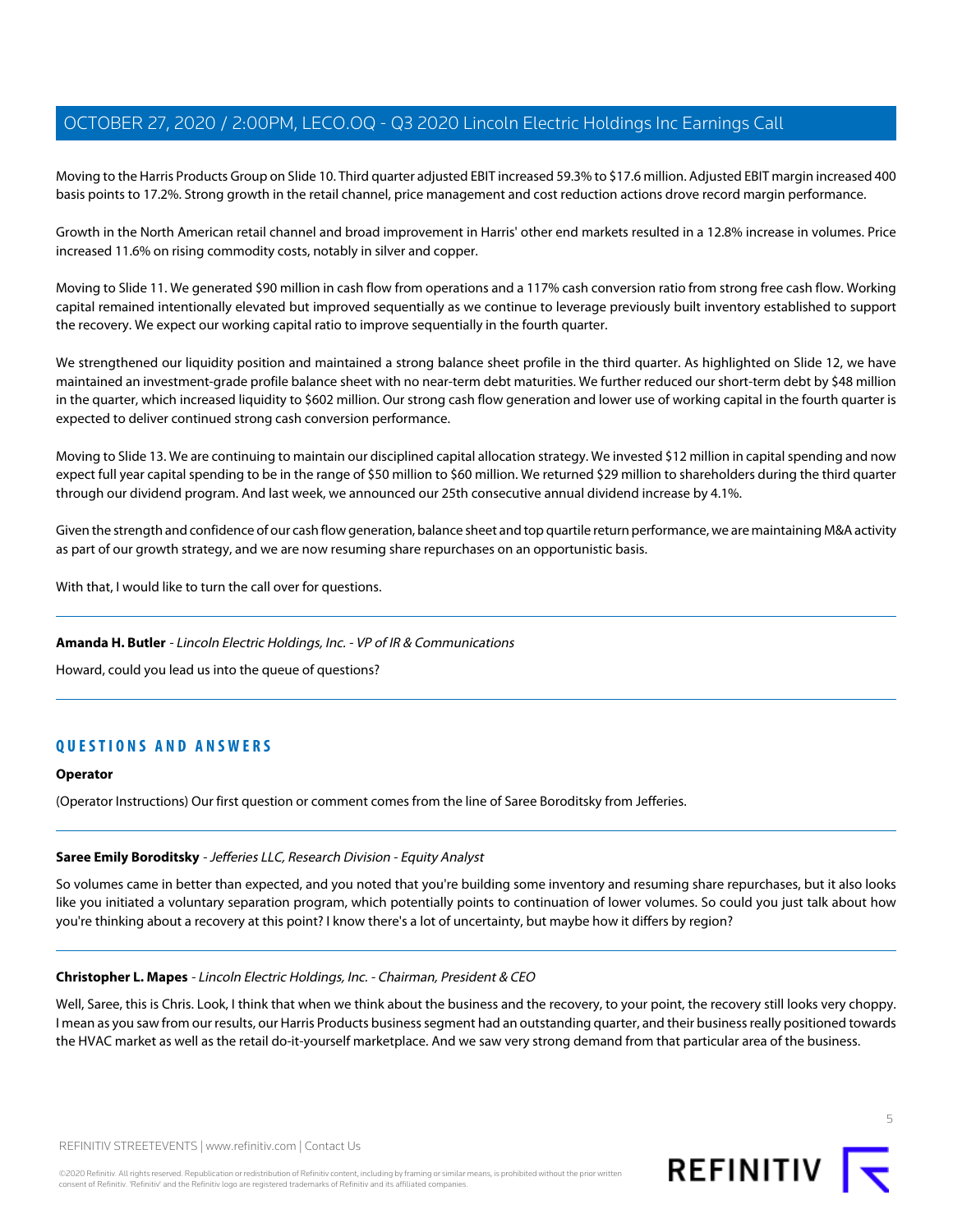Moving to the Harris Products Group on Slide 10. Third quarter adjusted EBIT increased 59.3% to $17.6 million. Adjusted EBIT margin increased 400 basis points to 17.2%. Strong growth in the retail channel, price management and cost reduction actions drove record margin performance.

Growth in the North American retail channel and broad improvement in Harris' other end markets resulted in a 12.8% increase in volumes. Price increased 11.6% on rising commodity costs, notably in silver and copper.

Moving to Slide 11. We generated $90 million in cash flow from operations and a 117% cash conversion ratio from strong free cash flow. Working capital remained intentionally elevated but improved sequentially as we continue to leverage previously built inventory established to support the recovery. We expect our working capital ratio to improve sequentially in the fourth quarter.

We strengthened our liquidity position and maintained a strong balance sheet profile in the third quarter. As highlighted on Slide 12, we have maintained an investment-grade profile balance sheet with no near-term debt maturities. We further reduced our short-term debt by $48 million in the quarter, which increased liquidity to $602 million. Our strong cash flow generation and lower use of working capital in the fourth quarter is expected to deliver continued strong cash conversion performance.

Moving to Slide 13. We are continuing to maintain our disciplined capital allocation strategy. We invested $12 million in capital spending and now expect full year capital spending to be in the range of $50 million to $60 million. We returned $29 million to shareholders during the third quarter through our dividend program. And last week, we announced our 25th consecutive annual dividend increase by 4.1%.

Given the strength and confidence of our cash flow generation, balance sheet and top quartile return performance, we are maintaining M&A activity as part of our growth strategy, and we are now resuming share repurchases on an opportunistic basis.

With that, I would like to turn the call over for questions.

---

**Amanda H. Butler** - *Lincoln Electric Holdings, Inc. - VP of IR & Communications*

Howard, could you lead us into the queue of questions?

---

## QUESTIONS AND ANSWERS

**Operator**

(Operator Instructions) Our first question or comment comes from the line of Saree Boroditsky from Jefferies.

---

**Saree Emily Boroditsky** - *Jefferies LLC, Research Division - Equity Analyst*

So volumes came in better than expected, and you noted that you're building some inventory and resuming share repurchases, but it also looks like you initiated a voluntary separation program, which potentially points to continuation of lower volumes. So could you just talk about how you're thinking about a recovery at this point? I know there's a lot of uncertainty, but maybe how it differs by region?

---

**Christopher L. Mapes** - *Lincoln Electric Holdings, Inc. - Chairman, President & CEO*

Well, Saree, this is Chris. Look, I think that when we think about the business and the recovery, to your point, the recovery still looks very choppy. I mean as you saw from our results, our Harris Products business segment had an outstanding quarter, and their business really positioned towards the HVAC market as well as the retail do-it-yourself marketplace. And we saw very strong demand from that particular area of the business.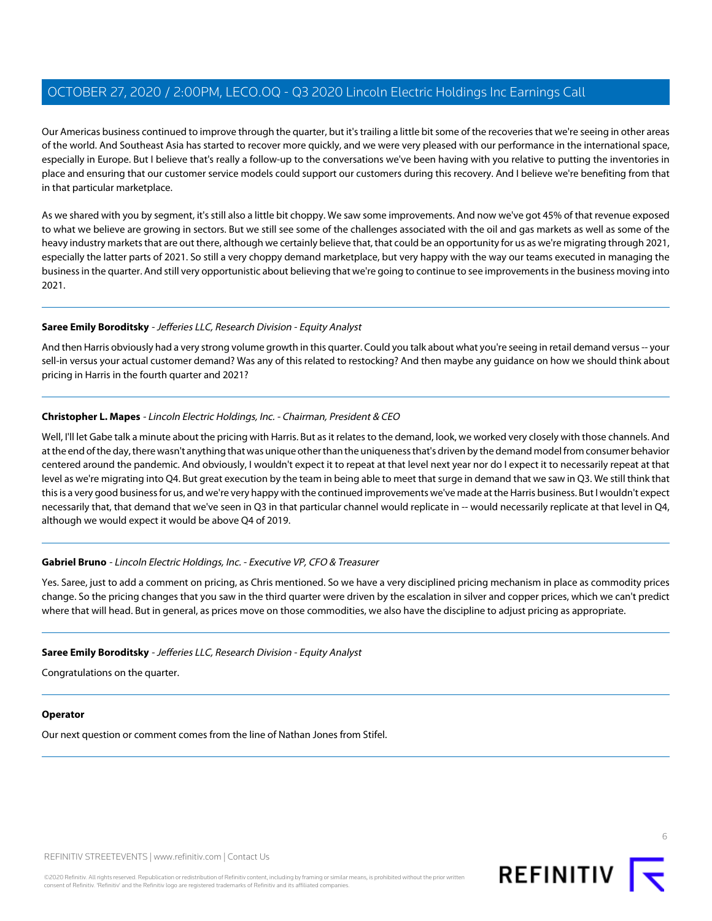Our Americas business continued to improve through the quarter, but it's trailing a little bit some of the recoveries that we're seeing in other areas of the world. And Southeast Asia has started to recover more quickly, and we were very pleased with our performance in the international space, especially in Europe. But I believe that's really a follow-up to the conversations we've been having with you relative to putting the inventories in place and ensuring that our customer service models could support our customers during this recovery. And I believe we're benefiting from that in that particular marketplace.

As we shared with you by segment, it's still also a little bit choppy. We saw some improvements. And now we've got 45% of that revenue exposed to what we believe are growing in sectors. But we still see some of the challenges associated with the oil and gas markets as well as some of the heavy industry markets that are out there, although we certainly believe that, that could be an opportunity for us as we're migrating through 2021, especially the latter parts of 2021. So still a very choppy demand marketplace, but very happy with the way our teams executed in managing the business in the quarter. And still very opportunistic about believing that we're going to continue to see improvements in the business moving into 2021.

---

**Saree Emily Boroditsky** *- Jefferies LLC, Research Division - Equity Analyst*

And then Harris obviously had a very strong volume growth in this quarter. Could you talk about what you're seeing in retail demand versus -- your sell-in versus your actual customer demand? Was any of this related to restocking? And then maybe any guidance on how we should think about pricing in Harris in the fourth quarter and 2021?

---

**Christopher L. Mapes** *- Lincoln Electric Holdings, Inc. - Chairman, President & CEO*

Well, I'll let Gabe talk a minute about the pricing with Harris. But as it relates to the demand, look, we worked very closely with those channels. And at the end of the day, there wasn't anything that was unique other than the uniqueness that's driven by the demand model from consumer behavior centered around the pandemic. And obviously, I wouldn't expect it to repeat at that level next year nor do I expect it to necessarily repeat at that level as we're migrating into Q4. But great execution by the team in being able to meet that surge in demand that we saw in Q3. We still think that this is a very good business for us, and we're very happy with the continued improvements we've made at the Harris business. But I wouldn't expect necessarily that, that demand that we've seen in Q3 in that particular channel would replicate in -- would necessarily replicate at that level in Q4, although we would expect it would be above Q4 of 2019.

---

**Gabriel Bruno** *- Lincoln Electric Holdings, Inc. - Executive VP, CFO & Treasurer*

Yes. Saree, just to add a comment on pricing, as Chris mentioned. So we have a very disciplined pricing mechanism in place as commodity prices change. So the pricing changes that you saw in the third quarter were driven by the escalation in silver and copper prices, which we can't predict where that will head. But in general, as prices move on those commodities, we also have the discipline to adjust pricing as appropriate.

---

**Saree Emily Boroditsky** *- Jefferies LLC, Research Division - Equity Analyst*

Congratulations on the quarter.

---

**Operator**

Our next question or comment comes from the line of Nathan Jones from Stifel.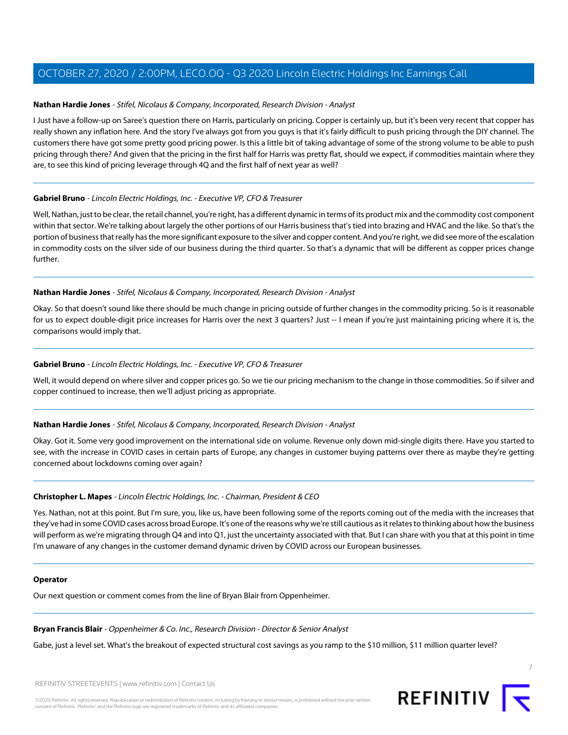**Nathan Hardie Jones** - *Stifel, Nicolaus & Company, Incorporated, Research Division - Analyst*

I Just have a follow-up on Saree's question there on Harris, particularly on pricing. Copper is certainly up, but it's been very recent that copper has really shown any inflation here. And the story I've always got from you guys is that it's fairly difficult to push pricing through the DIY channel. The customers there have got some pretty good pricing power. Is this a little bit of taking advantage of some of the strong volume to be able to push pricing through there? And given that the pricing in the first half for Harris was pretty flat, should we expect, if commodities maintain where they are, to see this kind of pricing leverage through 4Q and the first half of next year as well?

---

**Gabriel Bruno** - *Lincoln Electric Holdings, Inc. - Executive VP, CFO & Treasurer*

Well, Nathan, just to be clear, the retail channel, you're right, has a different dynamic in terms of its product mix and the commodity cost component within that sector. We're talking about largely the other portions of our Harris business that's tied into brazing and HVAC and the like. So that's the portion of business that really has the more significant exposure to the silver and copper content. And you're right, we did see more of the escalation in commodity costs on the silver side of our business during the third quarter. So that's a dynamic that will be different as copper prices change further.

---

**Nathan Hardie Jones** - *Stifel, Nicolaus & Company, Incorporated, Research Division - Analyst*

Okay. So that doesn't sound like there should be much change in pricing outside of further changes in the commodity pricing. So is it reasonable for us to expect double-digit price increases for Harris over the next 3 quarters? Just -- I mean if you're just maintaining pricing where it is, the comparisons would imply that.

---

**Gabriel Bruno** - *Lincoln Electric Holdings, Inc. - Executive VP, CFO & Treasurer*

Well, it would depend on where silver and copper prices go. So we tie our pricing mechanism to the change in those commodities. So if silver and copper continued to increase, then we'll adjust pricing as appropriate.

---

**Nathan Hardie Jones** - *Stifel, Nicolaus & Company, Incorporated, Research Division - Analyst*

Okay. Got it. Some very good improvement on the international side on volume. Revenue only down mid-single digits there. Have you started to see, with the increase in COVID cases in certain parts of Europe, any changes in customer buying patterns over there as maybe they're getting concerned about lockdowns coming over again?

---

**Christopher L. Mapes** - *Lincoln Electric Holdings, Inc. - Chairman, President & CEO*

Yes. Nathan, not at this point. But I'm sure, you, like us, have been following some of the reports coming out of the media with the increases that they've had in some COVID cases across broad Europe. It's one of the reasons why we're still cautious as it relates to thinking about how the business will perform as we're migrating through Q4 and into Q1, just the uncertainty associated with that. But I can share with you that at this point in time I'm unaware of any changes in the customer demand dynamic driven by COVID across our European businesses.

---

**Operator**

Our next question or comment comes from the line of Bryan Blair from Oppenheimer.

---

**Bryan Francis Blair** - *Oppenheimer & Co. Inc., Research Division - Director & Senior Analyst*

Gabe, just a level set. What's the breakout of expected structural cost savings as you ramp to the $10 million, $11 million quarter level?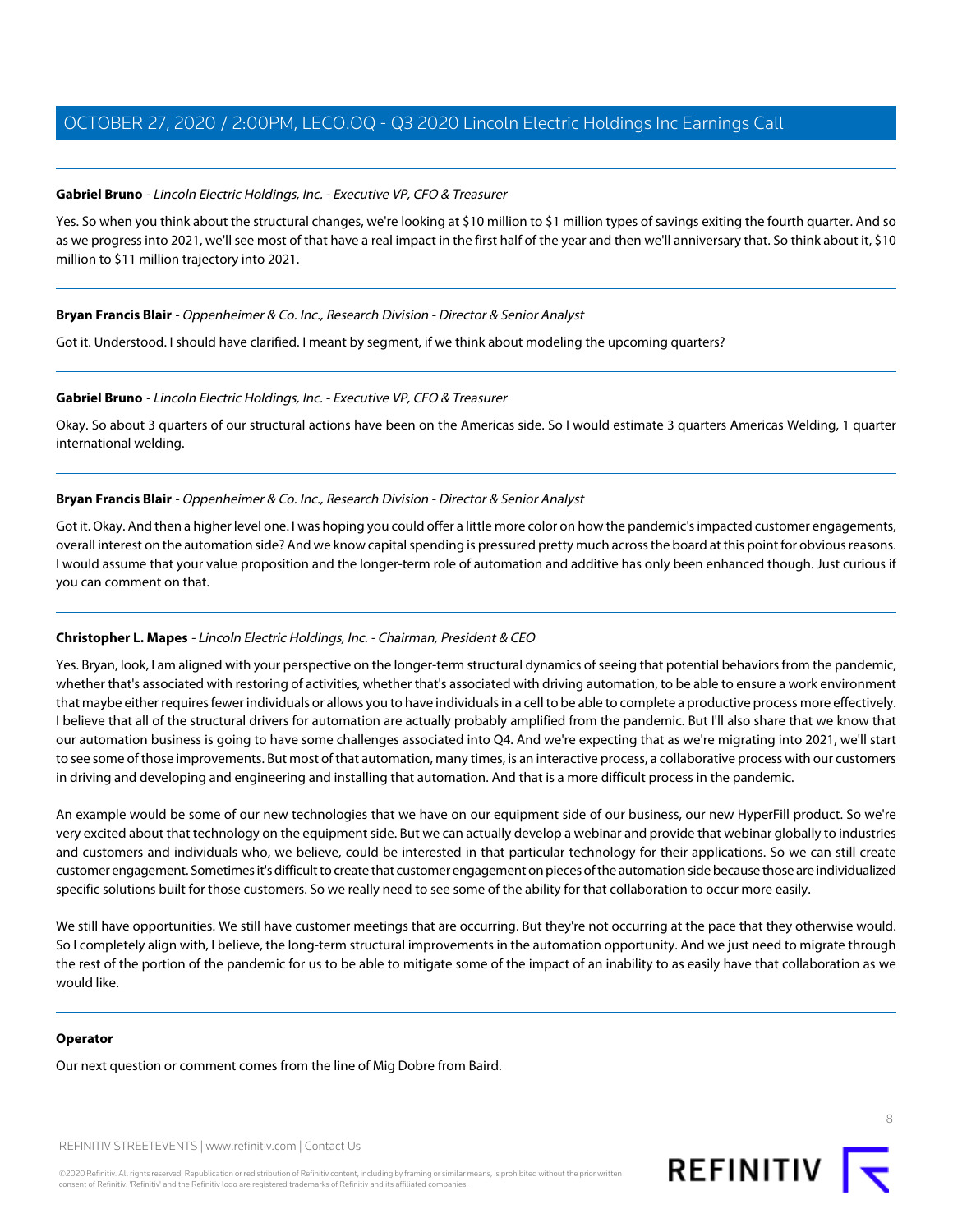**Gabriel Bruno** - *Lincoln Electric Holdings, Inc. - Executive VP, CFO & Treasurer*

Yes. So when you think about the structural changes, we're looking at $10 million to $1 million types of savings exiting the fourth quarter. And so as we progress into 2021, we'll see most of that have a real impact in the first half of the year and then we'll anniversary that. So think about it, $10 million to $11 million trajectory into 2021.

---

**Bryan Francis Blair** - *Oppenheimer & Co. Inc., Research Division - Director & Senior Analyst*

Got it. Understood. I should have clarified. I meant by segment, if we think about modeling the upcoming quarters?

---

**Gabriel Bruno** - *Lincoln Electric Holdings, Inc. - Executive VP, CFO & Treasurer*

Okay. So about 3 quarters of our structural actions have been on the Americas side. So I would estimate 3 quarters Americas Welding, 1 quarter international welding.

---

**Bryan Francis Blair** - *Oppenheimer & Co. Inc., Research Division - Director & Senior Analyst*

Got it. Okay. And then a higher level one. I was hoping you could offer a little more color on how the pandemic's impacted customer engagements, overall interest on the automation side? And we know capital spending is pressured pretty much across the board at this point for obvious reasons. I would assume that your value proposition and the longer-term role of automation and additive has only been enhanced though. Just curious if you can comment on that.

---

**Christopher L. Mapes** - *Lincoln Electric Holdings, Inc. - Chairman, President & CEO*

Yes. Bryan, look, I am aligned with your perspective on the longer-term structural dynamics of seeing that potential behaviors from the pandemic, whether that's associated with restoring of activities, whether that's associated with driving automation, to be able to ensure a work environment that maybe either requires fewer individuals or allows you to have individuals in a cell to be able to complete a productive process more effectively. I believe that all of the structural drivers for automation are actually probably amplified from the pandemic. But I'll also share that we know that our automation business is going to have some challenges associated into Q4. And we're expecting that as we're migrating into 2021, we'll start to see some of those improvements. But most of that automation, many times, is an interactive process, a collaborative process with our customers in driving and developing and engineering and installing that automation. And that is a more difficult process in the pandemic.

An example would be some of our new technologies that we have on our equipment side of our business, our new HyperFill product. So we're very excited about that technology on the equipment side. But we can actually develop a webinar and provide that webinar globally to industries and customers and individuals who, we believe, could be interested in that particular technology for their applications. So we can still create customer engagement. Sometimes it's difficult to create that customer engagement on pieces of the automation side because those are individualized specific solutions built for those customers. So we really need to see some of the ability for that collaboration to occur more easily.

We still have opportunities. We still have customer meetings that are occurring. But they're not occurring at the pace that they otherwise would. So I completely align with, I believe, the long-term structural improvements in the automation opportunity. And we just need to migrate through the rest of the portion of the pandemic for us to be able to mitigate some of the impact of an inability to as easily have that collaboration as we would like.

---

**Operator**

Our next question or comment comes from the line of Mig Dobre from Baird.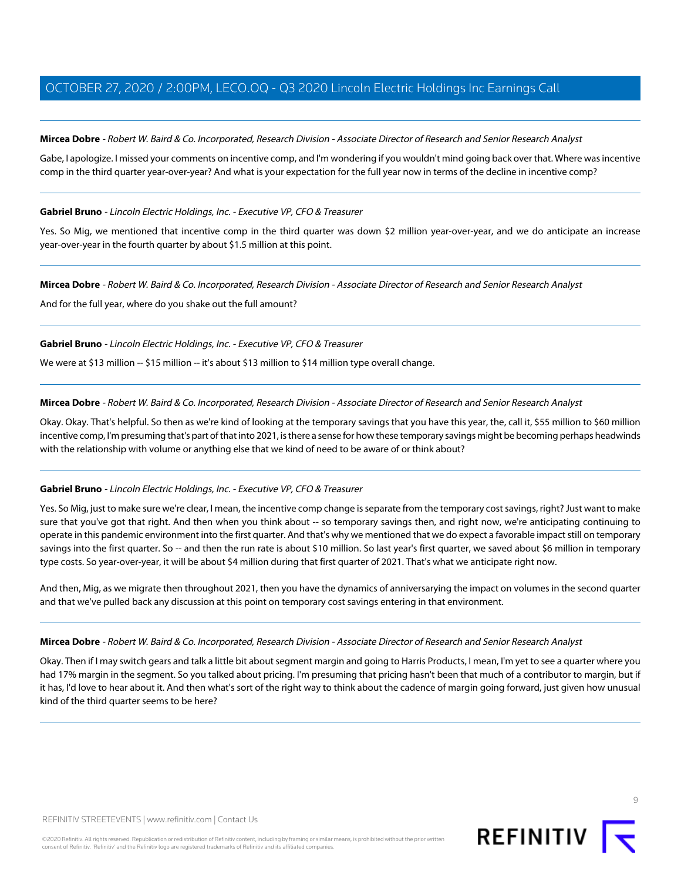**Mircea Dobre** - *Robert W. Baird & Co. Incorporated, Research Division - Associate Director of Research and Senior Research Analyst*

Gabe, I apologize. I missed your comments on incentive comp, and I'm wondering if you wouldn't mind going back over that. Where was incentive comp in the third quarter year-over-year? And what is your expectation for the full year now in terms of the decline in incentive comp?

---

**Gabriel Bruno** - *Lincoln Electric Holdings, Inc. - Executive VP, CFO & Treasurer*

Yes. So Mig, we mentioned that incentive comp in the third quarter was down $2 million year-over-year, and we do anticipate an increase year-over-year in the fourth quarter by about $1.5 million at this point.

---

**Mircea Dobre** - *Robert W. Baird & Co. Incorporated, Research Division - Associate Director of Research and Senior Research Analyst*

And for the full year, where do you shake out the full amount?

---

**Gabriel Bruno** - *Lincoln Electric Holdings, Inc. - Executive VP, CFO & Treasurer*

We were at $13 million -- $15 million -- it's about $13 million to $14 million type overall change.

---

**Mircea Dobre** - *Robert W. Baird & Co. Incorporated, Research Division - Associate Director of Research and Senior Research Analyst*

Okay. Okay. That's helpful. So then as we're kind of looking at the temporary savings that you have this year, the, call it, $55 million to $60 million incentive comp, I'm presuming that's part of that into 2021, is there a sense for how these temporary savings might be becoming perhaps headwinds with the relationship with volume or anything else that we kind of need to be aware of or think about?

---

**Gabriel Bruno** - *Lincoln Electric Holdings, Inc. - Executive VP, CFO & Treasurer*

Yes. So Mig, just to make sure we're clear, I mean, the incentive comp change is separate from the temporary cost savings, right? Just want to make sure that you've got that right. And then when you think about -- so temporary savings then, and right now, we're anticipating continuing to operate in this pandemic environment into the first quarter. And that's why we mentioned that we do expect a favorable impact still on temporary savings into the first quarter. So -- and then the run rate is about $10 million. So last year's first quarter, we saved about $6 million in temporary type costs. So year-over-year, it will be about $4 million during that first quarter of 2021. That's what we anticipate right now.

And then, Mig, as we migrate then throughout 2021, then you have the dynamics of anniversarying the impact on volumes in the second quarter and that we've pulled back any discussion at this point on temporary cost savings entering in that environment.

---

**Mircea Dobre** - *Robert W. Baird & Co. Incorporated, Research Division - Associate Director of Research and Senior Research Analyst*

Okay. Then if I may switch gears and talk a little bit about segment margin and going to Harris Products, I mean, I'm yet to see a quarter where you had 17% margin in the segment. So you talked about pricing. I'm presuming that pricing hasn't been that much of a contributor to margin, but if it has, I'd love to hear about it. And then what's sort of the right way to think about the cadence of margin going forward, just given how unusual kind of the third quarter seems to be here?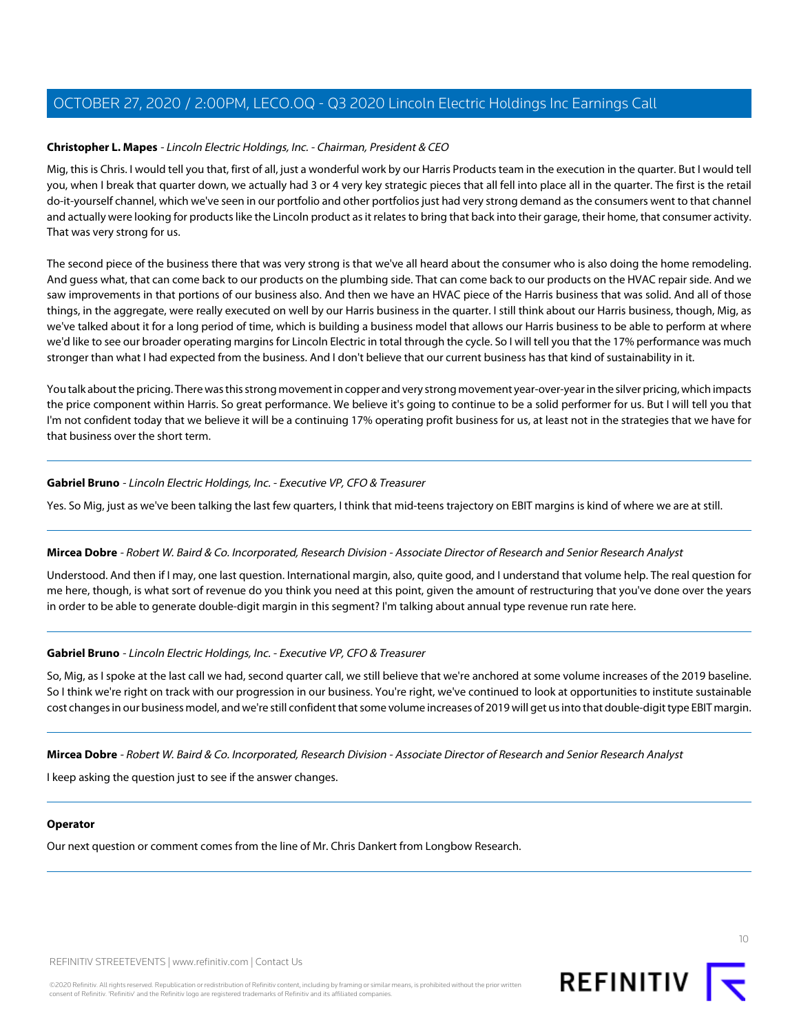**Christopher L. Mapes** - *Lincoln Electric Holdings, Inc. - Chairman, President & CEO*

Mig, this is Chris. I would tell you that, first of all, just a wonderful work by our Harris Products team in the execution in the quarter. But I would tell you, when I break that quarter down, we actually had 3 or 4 very key strategic pieces that all fell into place all in the quarter. The first is the retail do-it-yourself channel, which we've seen in our portfolio and other portfolios just had very strong demand as the consumers went to that channel and actually were looking for products like the Lincoln product as it relates to bring that back into their garage, their home, that consumer activity. That was very strong for us.

The second piece of the business there that was very strong is that we've all heard about the consumer who is also doing the home remodeling. And guess what, that can come back to our products on the plumbing side. That can come back to our products on the HVAC repair side. And we saw improvements in that portions of our business also. And then we have an HVAC piece of the Harris business that was solid. And all of those things, in the aggregate, were really executed on well by our Harris business in the quarter. I still think about our Harris business, though, Mig, as we've talked about it for a long period of time, which is building a business model that allows our Harris business to be able to perform at where we'd like to see our broader operating margins for Lincoln Electric in total through the cycle. So I will tell you that the 17% performance was much stronger than what I had expected from the business. And I don't believe that our current business has that kind of sustainability in it.

You talk about the pricing. There was this strong movement in copper and very strong movement year-over-year in the silver pricing, which impacts the price component within Harris. So great performance. We believe it's going to continue to be a solid performer for us. But I will tell you that I'm not confident today that we believe it will be a continuing 17% operating profit business for us, at least not in the strategies that we have for that business over the short term.

---

**Gabriel Bruno** - *Lincoln Electric Holdings, Inc. - Executive VP, CFO & Treasurer*

Yes. So Mig, just as we've been talking the last few quarters, I think that mid-teens trajectory on EBIT margins is kind of where we are at still.

---

**Mircea Dobre** - *Robert W. Baird & Co. Incorporated, Research Division - Associate Director of Research and Senior Research Analyst*

Understood. And then if I may, one last question. International margin, also, quite good, and I understand that volume help. The real question for me here, though, is what sort of revenue do you think you need at this point, given the amount of restructuring that you've done over the years in order to be able to generate double-digit margin in this segment? I'm talking about annual type revenue run rate here.

---

**Gabriel Bruno** - *Lincoln Electric Holdings, Inc. - Executive VP, CFO & Treasurer*

So, Mig, as I spoke at the last call we had, second quarter call, we still believe that we're anchored at some volume increases of the 2019 baseline. So I think we're right on track with our progression in our business. You're right, we've continued to look at opportunities to institute sustainable cost changes in our business model, and we're still confident that some volume increases of 2019 will get us into that double-digit type EBIT margin.

---

**Mircea Dobre** - *Robert W. Baird & Co. Incorporated, Research Division - Associate Director of Research and Senior Research Analyst*

I keep asking the question just to see if the answer changes.

---

**Operator**

Our next question or comment comes from the line of Mr. Chris Dankert from Longbow Research.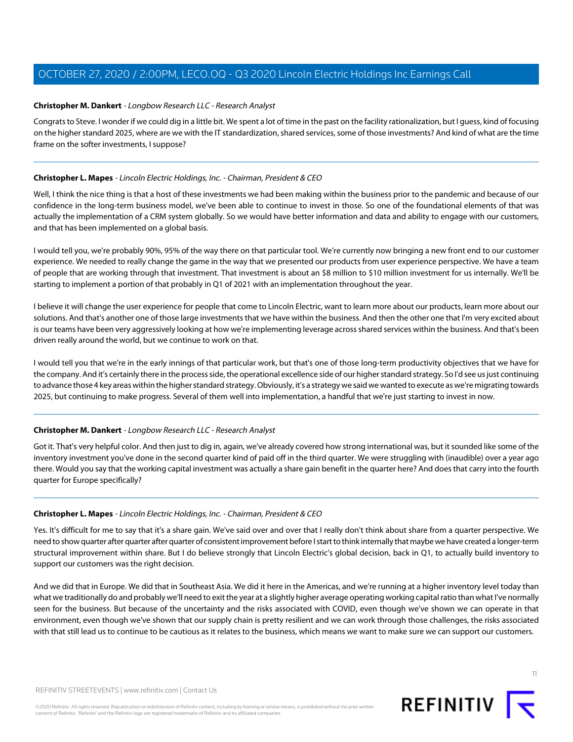**Christopher M. Dankert** - *Longbow Research LLC - Research Analyst*

Congrats to Steve. I wonder if we could dig in a little bit. We spent a lot of time in the past on the facility rationalization, but I guess, kind of focusing on the higher standard 2025, where are we with the IT standardization, shared services, some of those investments? And kind of what are the time frame on the softer investments, I suppose?

---

**Christopher L. Mapes** - *Lincoln Electric Holdings, Inc. - Chairman, President & CEO*

Well, I think the nice thing is that a host of these investments we had been making within the business prior to the pandemic and because of our confidence in the long-term business model, we've been able to continue to invest in those. So one of the foundational elements of that was actually the implementation of a CRM system globally. So we would have better information and data and ability to engage with our customers, and that has been implemented on a global basis.

I would tell you, we're probably 90%, 95% of the way there on that particular tool. We're currently now bringing a new front end to our customer experience. We needed to really change the game in the way that we presented our products from user experience perspective. We have a team of people that are working through that investment. That investment is about an $8 million to $10 million investment for us internally. We'll be starting to implement a portion of that probably in Q1 of 2021 with an implementation throughout the year.

I believe it will change the user experience for people that come to Lincoln Electric, want to learn more about our products, learn more about our solutions. And that's another one of those large investments that we have within the business. And then the other one that I'm very excited about is our teams have been very aggressively looking at how we're implementing leverage across shared services within the business. And that's been driven really around the world, but we continue to work on that.

I would tell you that we're in the early innings of that particular work, but that's one of those long-term productivity objectives that we have for the company. And it's certainly there in the process side, the operational excellence side of our higher standard strategy. So I'd see us just continuing to advance those 4 key areas within the higher standard strategy. Obviously, it's a strategy we said we wanted to execute as we're migrating towards 2025, but continuing to make progress. Several of them well into implementation, a handful that we're just starting to invest in now.

---

**Christopher M. Dankert** - *Longbow Research LLC - Research Analyst*

Got it. That's very helpful color. And then just to dig in, again, we've already covered how strong international was, but it sounded like some of the inventory investment you've done in the second quarter kind of paid off in the third quarter. We were struggling with (inaudible) over a year ago there. Would you say that the working capital investment was actually a share gain benefit in the quarter here? And does that carry into the fourth quarter for Europe specifically?

---

**Christopher L. Mapes** - *Lincoln Electric Holdings, Inc. - Chairman, President & CEO*

Yes. It's difficult for me to say that it's a share gain. We've said over and over that I really don't think about share from a quarter perspective. We need to show quarter after quarter after quarter of consistent improvement before I start to think internally that maybe we have created a longer-term structural improvement within share. But I do believe strongly that Lincoln Electric's global decision, back in Q1, to actually build inventory to support our customers was the right decision.

And we did that in Europe. We did that in Southeast Asia. We did it here in the Americas, and we're running at a higher inventory level today than what we traditionally do and probably we'll need to exit the year at a slightly higher average operating working capital ratio than what I've normally seen for the business. But because of the uncertainty and the risks associated with COVID, even though we've shown we can operate in that environment, even though we've shown that our supply chain is pretty resilient and we can work through those challenges, the risks associated with that still lead us to continue to be cautious as it relates to the business, which means we want to make sure we can support our customers.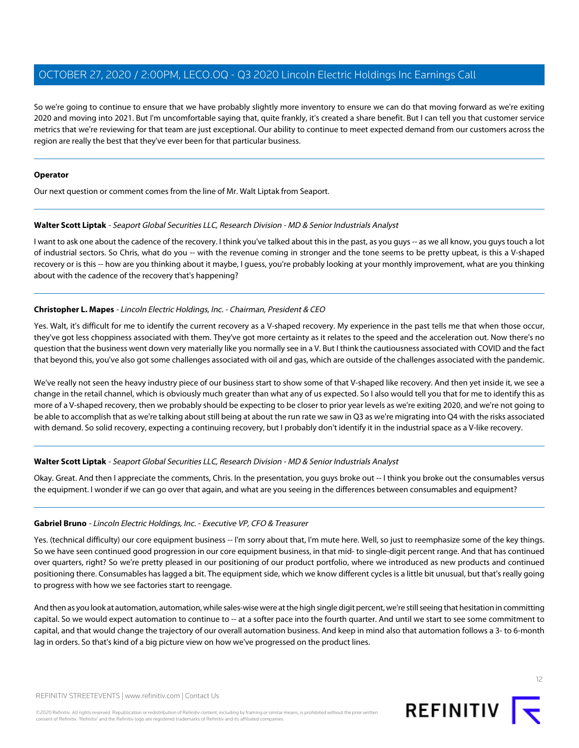So we're going to continue to ensure that we have probably slightly more inventory to ensure we can do that moving forward as we're exiting 2020 and moving into 2021. But I'm uncomfortable saying that, quite frankly, it's created a share benefit. But I can tell you that customer service metrics that we're reviewing for that team are just exceptional. Our ability to continue to meet expected demand from our customers across the region are really the best that they've ever been for that particular business.

---

**Operator**

Our next question or comment comes from the line of Mr. Walt Liptak from Seaport.

---

**Walter Scott Liptak** - *Seaport Global Securities LLC, Research Division - MD & Senior Industrials Analyst*

I want to ask one about the cadence of the recovery. I think you've talked about this in the past, as you guys -- as we all know, you guys touch a lot of industrial sectors. So Chris, what do you -- with the revenue coming in stronger and the tone seems to be pretty upbeat, is this a V-shaped recovery or is this -- how are you thinking about it maybe, I guess, you're probably looking at your monthly improvement, what are you thinking about with the cadence of the recovery that's happening?

---

**Christopher L. Mapes** - *Lincoln Electric Holdings, Inc. - Chairman, President & CEO*

Yes. Walt, it's difficult for me to identify the current recovery as a V-shaped recovery. My experience in the past tells me that when those occur, they've got less choppiness associated with them. They've got more certainty as it relates to the speed and the acceleration out. Now there's no question that the business went down very materially like you normally see in a V. But I think the cautiousness associated with COVID and the fact that beyond this, you've also got some challenges associated with oil and gas, which are outside of the challenges associated with the pandemic.

We've really not seen the heavy industry piece of our business start to show some of that V-shaped like recovery. And then yet inside it, we see a change in the retail channel, which is obviously much greater than what any of us expected. So I also would tell you that for me to identify this as more of a V-shaped recovery, then we probably should be expecting to be closer to prior year levels as we're exiting 2020, and we're not going to be able to accomplish that as we're talking about still being at about the run rate we saw in Q3 as we're migrating into Q4 with the risks associated with demand. So solid recovery, expecting a continuing recovery, but I probably don't identify it in the industrial space as a V-like recovery.

---

**Walter Scott Liptak** - *Seaport Global Securities LLC, Research Division - MD & Senior Industrials Analyst*

Okay. Great. And then I appreciate the comments, Chris. In the presentation, you guys broke out -- I think you broke out the consumables versus the equipment. I wonder if we can go over that again, and what are you seeing in the differences between consumables and equipment?

---

**Gabriel Bruno** - *Lincoln Electric Holdings, Inc. - Executive VP, CFO & Treasurer*

Yes. (technical difficulty) our core equipment business -- I'm sorry about that, I'm mute here. Well, so just to reemphasize some of the key things. So we have seen continued good progression in our core equipment business, in that mid- to single-digit percent range. And that has continued over quarters, right? So we're pretty pleased in our positioning of our product portfolio, where we introduced as new products and continued positioning there. Consumables has lagged a bit. The equipment side, which we know different cycles is a little bit unusual, but that's really going to progress with how we see factories start to reengage.

And then as you look at automation, automation, while sales-wise were at the high single digit percent, we're still seeing that hesitation in committing capital. So we would expect automation to continue to -- at a softer pace into the fourth quarter. And until we start to see some commitment to capital, and that would change the trajectory of our overall automation business. And keep in mind also that automation follows a 3- to 6-month lag in orders. So that's kind of a big picture view on how we've progressed on the product lines.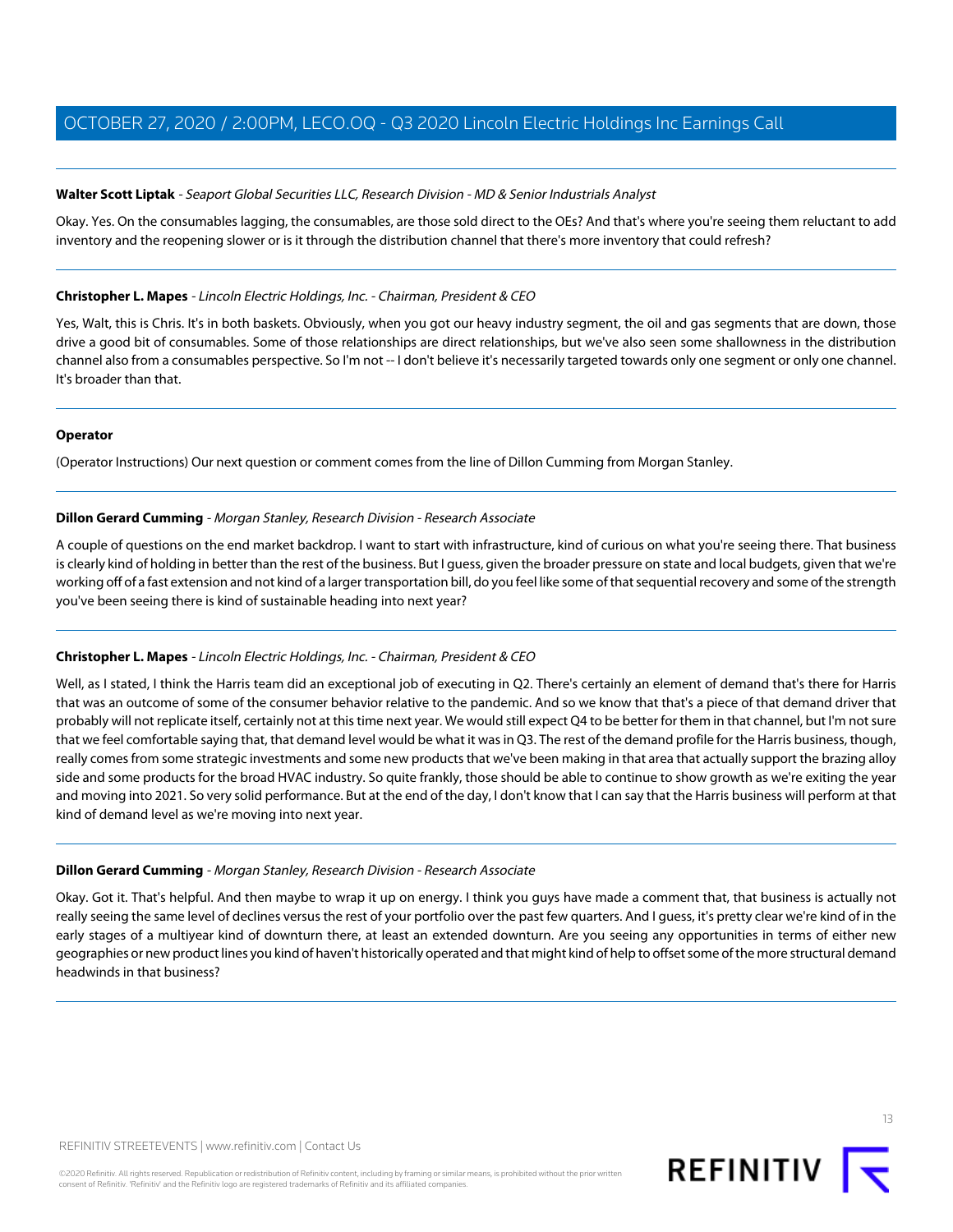**Walter Scott Liptak** - *Seaport Global Securities LLC, Research Division - MD & Senior Industrials Analyst*

Okay. Yes. On the consumables lagging, the consumables, are those sold direct to the OEs? And that's where you're seeing them reluctant to add inventory and the reopening slower or is it through the distribution channel that there's more inventory that could refresh?

---

**Christopher L. Mapes** - *Lincoln Electric Holdings, Inc. - Chairman, President & CEO*

Yes, Walt, this is Chris. It's in both baskets. Obviously, when you got our heavy industry segment, the oil and gas segments that are down, those drive a good bit of consumables. Some of those relationships are direct relationships, but we've also seen some shallowness in the distribution channel also from a consumables perspective. So I'm not -- I don't believe it's necessarily targeted towards only one segment or only one channel. It's broader than that.

---

**Operator**

(Operator Instructions) Our next question or comment comes from the line of Dillon Cumming from Morgan Stanley.

---

**Dillon Gerard Cumming** - *Morgan Stanley, Research Division - Research Associate*

A couple of questions on the end market backdrop. I want to start with infrastructure, kind of curious on what you're seeing there. That business is clearly kind of holding in better than the rest of the business. But I guess, given the broader pressure on state and local budgets, given that we're working off of a fast extension and not kind of a larger transportation bill, do you feel like some of that sequential recovery and some of the strength you've been seeing there is kind of sustainable heading into next year?

---

**Christopher L. Mapes** - *Lincoln Electric Holdings, Inc. - Chairman, President & CEO*

Well, as I stated, I think the Harris team did an exceptional job of executing in Q2. There's certainly an element of demand that's there for Harris that was an outcome of some of the consumer behavior relative to the pandemic. And so we know that that's a piece of that demand driver that probably will not replicate itself, certainly not at this time next year. We would still expect Q4 to be better for them in that channel, but I'm not sure that we feel comfortable saying that, that demand level would be what it was in Q3. The rest of the demand profile for the Harris business, though, really comes from some strategic investments and some new products that we've been making in that area that actually support the brazing alloy side and some products for the broad HVAC industry. So quite frankly, those should be able to continue to show growth as we're exiting the year and moving into 2021. So very solid performance. But at the end of the day, I don't know that I can say that the Harris business will perform at that kind of demand level as we're moving into next year.

---

**Dillon Gerard Cumming** - *Morgan Stanley, Research Division - Research Associate*

Okay. Got it. That's helpful. And then maybe to wrap it up on energy. I think you guys have made a comment that, that business is actually not really seeing the same level of declines versus the rest of your portfolio over the past few quarters. And I guess, it's pretty clear we're kind of in the early stages of a multiyear kind of downturn there, at least an extended downturn. Are you seeing any opportunities in terms of either new geographies or new product lines you kind of haven't historically operated and that might kind of help to offset some of the more structural demand headwinds in that business?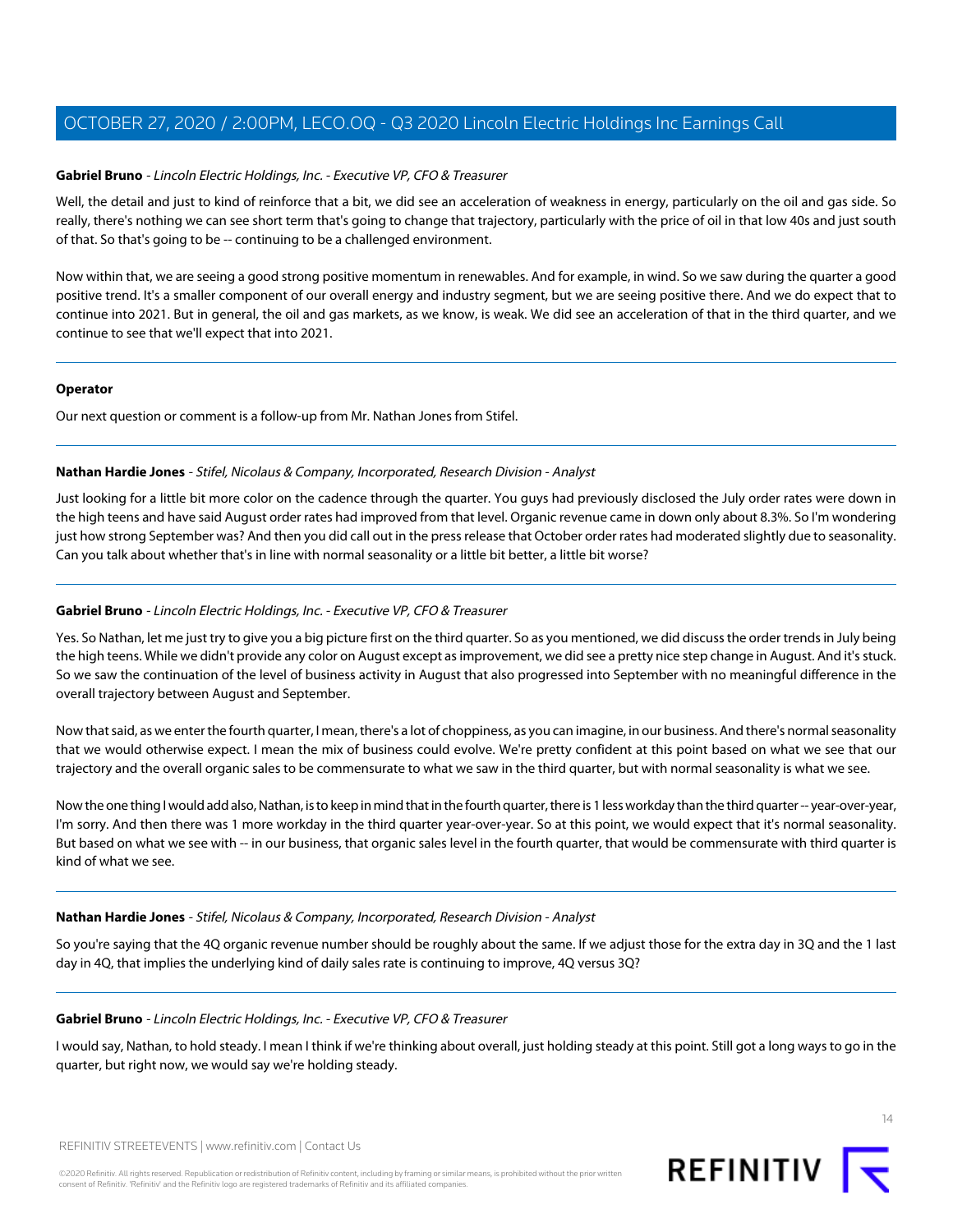**Gabriel Bruno** - *Lincoln Electric Holdings, Inc. - Executive VP, CFO & Treasurer*

Well, the detail and just to kind of reinforce that a bit, we did see an acceleration of weakness in energy, particularly on the oil and gas side. So really, there's nothing we can see short term that's going to change that trajectory, particularly with the price of oil in that low 40s and just south of that. So that's going to be -- continuing to be a challenged environment.

Now within that, we are seeing a good strong positive momentum in renewables. And for example, in wind. So we saw during the quarter a good positive trend. It's a smaller component of our overall energy and industry segment, but we are seeing positive there. And we do expect that to continue into 2021. But in general, the oil and gas markets, as we know, is weak. We did see an acceleration of that in the third quarter, and we continue to see that we'll expect that into 2021.

---

**Operator**

Our next question or comment is a follow-up from Mr. Nathan Jones from Stifel.

---

**Nathan Hardie Jones** - *Stifel, Nicolaus & Company, Incorporated, Research Division - Analyst*

Just looking for a little bit more color on the cadence through the quarter. You guys had previously disclosed the July order rates were down in the high teens and have said August order rates had improved from that level. Organic revenue came in down only about 8.3%. So I'm wondering just how strong September was? And then you did call out in the press release that October order rates had moderated slightly due to seasonality. Can you talk about whether that's in line with normal seasonality or a little bit better, a little bit worse?

---

**Gabriel Bruno** - *Lincoln Electric Holdings, Inc. - Executive VP, CFO & Treasurer*

Yes. So Nathan, let me just try to give you a big picture first on the third quarter. So as you mentioned, we did discuss the order trends in July being the high teens. While we didn't provide any color on August except as improvement, we did see a pretty nice step change in August. And it's stuck. So we saw the continuation of the level of business activity in August that also progressed into September with no meaningful difference in the overall trajectory between August and September.

Now that said, as we enter the fourth quarter, I mean, there's a lot of choppiness, as you can imagine, in our business. And there's normal seasonality that we would otherwise expect. I mean the mix of business could evolve. We're pretty confident at this point based on what we see that our trajectory and the overall organic sales to be commensurate to what we saw in the third quarter, but with normal seasonality is what we see.

Now the one thing I would add also, Nathan, is to keep in mind that in the fourth quarter, there is 1 less workday than the third quarter -- year-over-year, I'm sorry. And then there was 1 more workday in the third quarter year-over-year. So at this point, we would expect that it's normal seasonality. But based on what we see with -- in our business, that organic sales level in the fourth quarter, that would be commensurate with third quarter is kind of what we see.

---

**Nathan Hardie Jones** - *Stifel, Nicolaus & Company, Incorporated, Research Division - Analyst*

So you're saying that the 4Q organic revenue number should be roughly about the same. If we adjust those for the extra day in 3Q and the 1 last day in 4Q, that implies the underlying kind of daily sales rate is continuing to improve, 4Q versus 3Q?

---

**Gabriel Bruno** - *Lincoln Electric Holdings, Inc. - Executive VP, CFO & Treasurer*

I would say, Nathan, to hold steady. I mean I think if we're thinking about overall, just holding steady at this point. Still got a long ways to go in the quarter, but right now, we would say we're holding steady.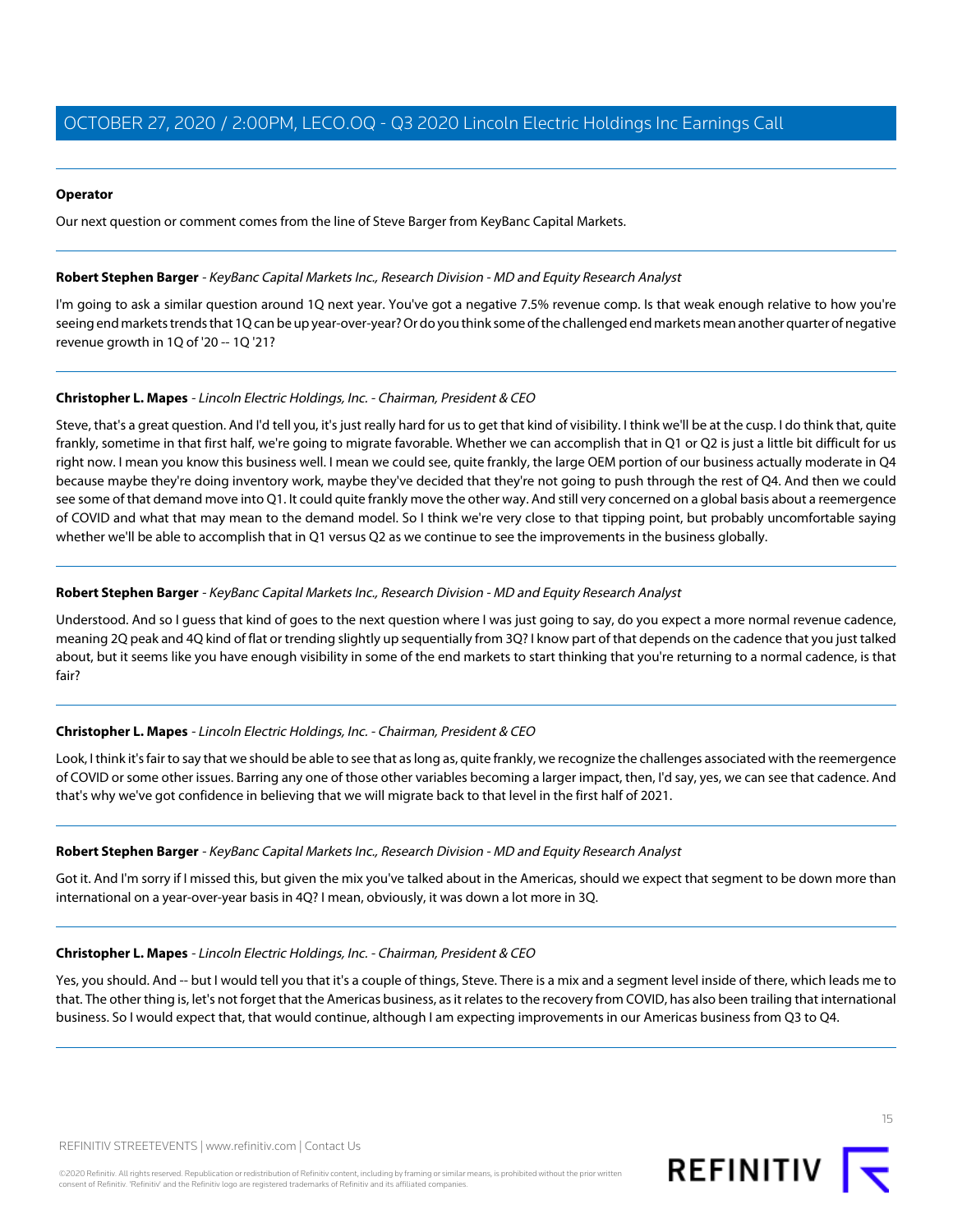**Operator**

Our next question or comment comes from the line of Steve Barger from KeyBanc Capital Markets.

---

**Robert Stephen Barger** - *KeyBanc Capital Markets Inc., Research Division - MD and Equity Research Analyst*

I'm going to ask a similar question around 1Q next year. You've got a negative 7.5% revenue comp. Is that weak enough relative to how you're seeing end markets trends that 1Q can be up year-over-year? Or do you think some of the challenged end markets mean another quarter of negative revenue growth in 1Q of '20 -- 1Q '21?

---

**Christopher L. Mapes** - *Lincoln Electric Holdings, Inc. - Chairman, President & CEO*

Steve, that's a great question. And I'd tell you, it's just really hard for us to get that kind of visibility. I think we'll be at the cusp. I do think that, quite frankly, sometime in that first half, we're going to migrate favorable. Whether we can accomplish that in Q1 or Q2 is just a little bit difficult for us right now. I mean you know this business well. I mean we could see, quite frankly, the large OEM portion of our business actually moderate in Q4 because maybe they're doing inventory work, maybe they've decided that they're not going to push through the rest of Q4. And then we could see some of that demand move into Q1. It could quite frankly move the other way. And still very concerned on a global basis about a reemergence of COVID and what that may mean to the demand model. So I think we're very close to that tipping point, but probably uncomfortable saying whether we'll be able to accomplish that in Q1 versus Q2 as we continue to see the improvements in the business globally.

---

**Robert Stephen Barger** - *KeyBanc Capital Markets Inc., Research Division - MD and Equity Research Analyst*

Understood. And so I guess that kind of goes to the next question where I was just going to say, do you expect a more normal revenue cadence, meaning 2Q peak and 4Q kind of flat or trending slightly up sequentially from 3Q? I know part of that depends on the cadence that you just talked about, but it seems like you have enough visibility in some of the end markets to start thinking that you're returning to a normal cadence, is that fair?

---

**Christopher L. Mapes** - *Lincoln Electric Holdings, Inc. - Chairman, President & CEO*

Look, I think it's fair to say that we should be able to see that as long as, quite frankly, we recognize the challenges associated with the reemergence of COVID or some other issues. Barring any one of those other variables becoming a larger impact, then, I'd say, yes, we can see that cadence. And that's why we've got confidence in believing that we will migrate back to that level in the first half of 2021.

---

**Robert Stephen Barger** - *KeyBanc Capital Markets Inc., Research Division - MD and Equity Research Analyst*

Got it. And I'm sorry if I missed this, but given the mix you've talked about in the Americas, should we expect that segment to be down more than international on a year-over-year basis in 4Q? I mean, obviously, it was down a lot more in 3Q.

---

**Christopher L. Mapes** - *Lincoln Electric Holdings, Inc. - Chairman, President & CEO*

Yes, you should. And -- but I would tell you that it's a couple of things, Steve. There is a mix and a segment level inside of there, which leads me to that. The other thing is, let's not forget that the Americas business, as it relates to the recovery from COVID, has also been trailing that international business. So I would expect that, that would continue, although I am expecting improvements in our Americas business from Q3 to Q4.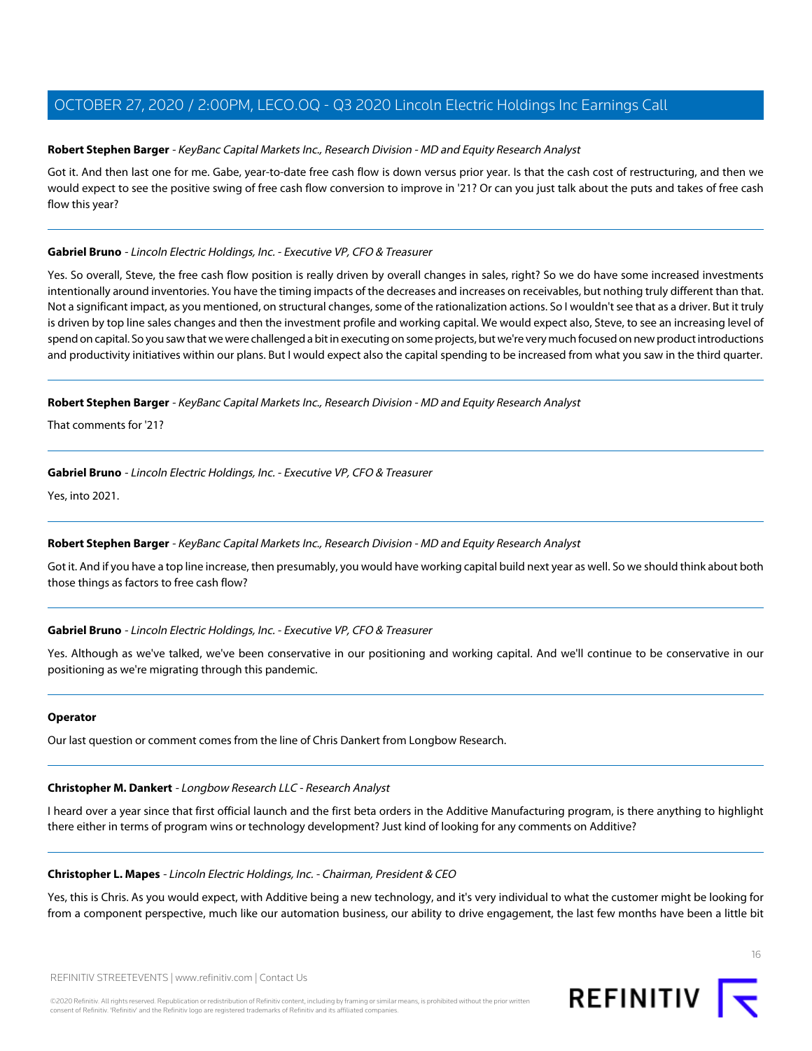**Robert Stephen Barger** - *KeyBanc Capital Markets Inc., Research Division - MD and Equity Research Analyst*

Got it. And then last one for me. Gabe, year-to-date free cash flow is down versus prior year. Is that the cash cost of restructuring, and then we would expect to see the positive swing of free cash flow conversion to improve in '21? Or can you just talk about the puts and takes of free cash flow this year?

---

**Gabriel Bruno** - *Lincoln Electric Holdings, Inc. - Executive VP, CFO & Treasurer*

Yes. So overall, Steve, the free cash flow position is really driven by overall changes in sales, right? So we do have some increased investments intentionally around inventories. You have the timing impacts of the decreases and increases on receivables, but nothing truly different than that. Not a significant impact, as you mentioned, on structural changes, some of the rationalization actions. So I wouldn't see that as a driver. But it truly is driven by top line sales changes and then the investment profile and working capital. We would expect also, Steve, to see an increasing level of spend on capital. So you saw that we were challenged a bit in executing on some projects, but we're very much focused on new product introductions and productivity initiatives within our plans. But I would expect also the capital spending to be increased from what you saw in the third quarter.

---

**Robert Stephen Barger** - *KeyBanc Capital Markets Inc., Research Division - MD and Equity Research Analyst*

That comments for '21?

---

**Gabriel Bruno** - *Lincoln Electric Holdings, Inc. - Executive VP, CFO & Treasurer*

Yes, into 2021.

---

**Robert Stephen Barger** - *KeyBanc Capital Markets Inc., Research Division - MD and Equity Research Analyst*

Got it. And if you have a top line increase, then presumably, you would have working capital build next year as well. So we should think about both those things as factors to free cash flow?

---

**Gabriel Bruno** - *Lincoln Electric Holdings, Inc. - Executive VP, CFO & Treasurer*

Yes. Although as we've talked, we've been conservative in our positioning and working capital. And we'll continue to be conservative in our positioning as we're migrating through this pandemic.

---

**Operator**

Our last question or comment comes from the line of Chris Dankert from Longbow Research.

---

**Christopher M. Dankert** - *Longbow Research LLC - Research Analyst*

I heard over a year since that first official launch and the first beta orders in the Additive Manufacturing program, is there anything to highlight there either in terms of program wins or technology development? Just kind of looking for any comments on Additive?

---

**Christopher L. Mapes** - *Lincoln Electric Holdings, Inc. - Chairman, President & CEO*

Yes, this is Chris. As you would expect, with Additive being a new technology, and it's very individual to what the customer might be looking for from a component perspective, much like our automation business, our ability to drive engagement, the last few months have been a little bit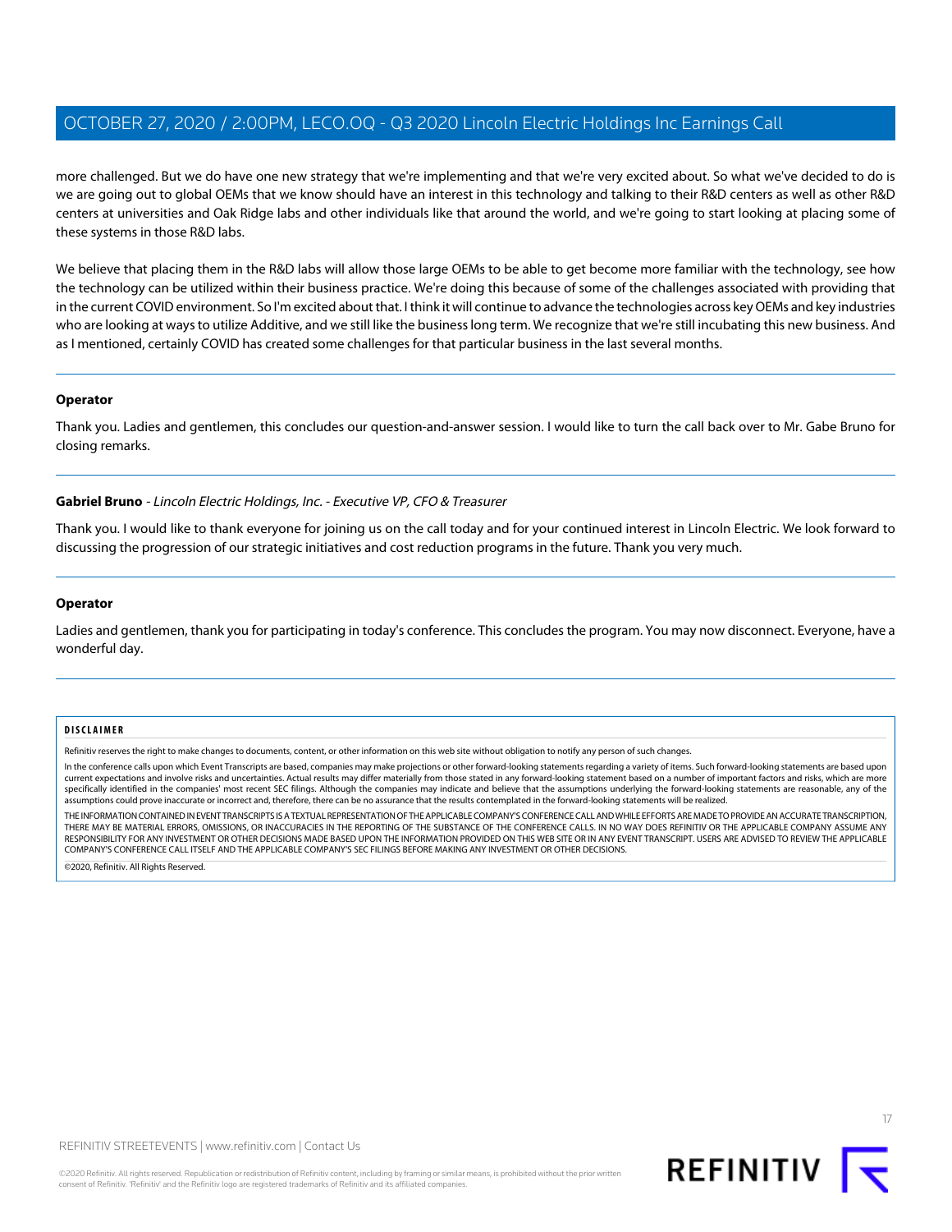more challenged. But we do have one new strategy that we're implementing and that we're very excited about. So what we've decided to do is we are going out to global OEMs that we know should have an interest in this technology and talking to their R&D centers as well as other R&D centers at universities and Oak Ridge labs and other individuals like that around the world, and we're going to start looking at placing some of these systems in those R&D labs.

We believe that placing them in the R&D labs will allow those large OEMs to be able to get become more familiar with the technology, see how the technology can be utilized within their business practice. We're doing this because of some of the challenges associated with providing that in the current COVID environment. So I'm excited about that. I think it will continue to advance the technologies across key OEMs and key industries who are looking at ways to utilize Additive, and we still like the business long term. We recognize that we're still incubating this new business. And as I mentioned, certainly COVID has created some challenges for that particular business in the last several months.

---

**Operator**

Thank you. Ladies and gentlemen, this concludes our question-and-answer session. I would like to turn the call back over to Mr. Gabe Bruno for closing remarks.

---

**Gabriel Bruno** - *Lincoln Electric Holdings, Inc. - Executive VP, CFO & Treasurer*

Thank you. I would like to thank everyone for joining us on the call today and for your continued interest in Lincoln Electric. We look forward to discussing the progression of our strategic initiatives and cost reduction programs in the future. Thank you very much.

---

**Operator**

Ladies and gentlemen, thank you for participating in today's conference. This concludes the program. You may now disconnect. Everyone, have a wonderful day.

---

**DISCLAIMER**

Refinitiv reserves the right to make changes to documents, content, or other information on this web site without obligation to notify any person of such changes.

In the conference calls upon which Event Transcripts are based, companies may make projections or other forward-looking statements regarding a variety of items. Such forward-looking statements are based upon current expectations and involve risks and uncertainties. Actual results may differ materially from those stated in any forward-looking statement based on a number of important factors and risks, which are more specifically identified in the companies' most recent SEC filings. Although the companies may indicate and believe that the assumptions underlying the forward-looking statements are reasonable, any of the assumptions could prove inaccurate or incorrect and, therefore, there can be no assurance that the results contemplated in the forward-looking statements will be realized.

THE INFORMATION CONTAINED IN EVENT TRANSCRIPTS IS A TEXTUAL REPRESENTATION OF THE APPLICABLE COMPANY'S CONFERENCE CALL AND WHILE EFFORTS ARE MADE TO PROVIDE AN ACCURATE TRANSCRIPTION, THERE MAY BE MATERIAL ERRORS, OMISSIONS, OR INACCURACIES IN THE REPORTING OF THE SUBSTANCE OF THE CONFERENCE CALLS. IN NO WAY DOES REFINITIV OR THE APPLICABLE COMPANY ASSUME ANY RESPONSIBILITY FOR ANY INVESTMENT OR OTHER DECISIONS MADE BASED UPON THE INFORMATION PROVIDED ON THIS WEB SITE OR IN ANY EVENT TRANSCRIPT. USERS ARE ADVISED TO REVIEW THE APPLICABLE COMPANY'S CONFERENCE CALL ITSELF AND THE APPLICABLE COMPANY'S SEC FILINGS BEFORE MAKING ANY INVESTMENT OR OTHER DECISIONS.

©2020, Refinitiv. All Rights Reserved.